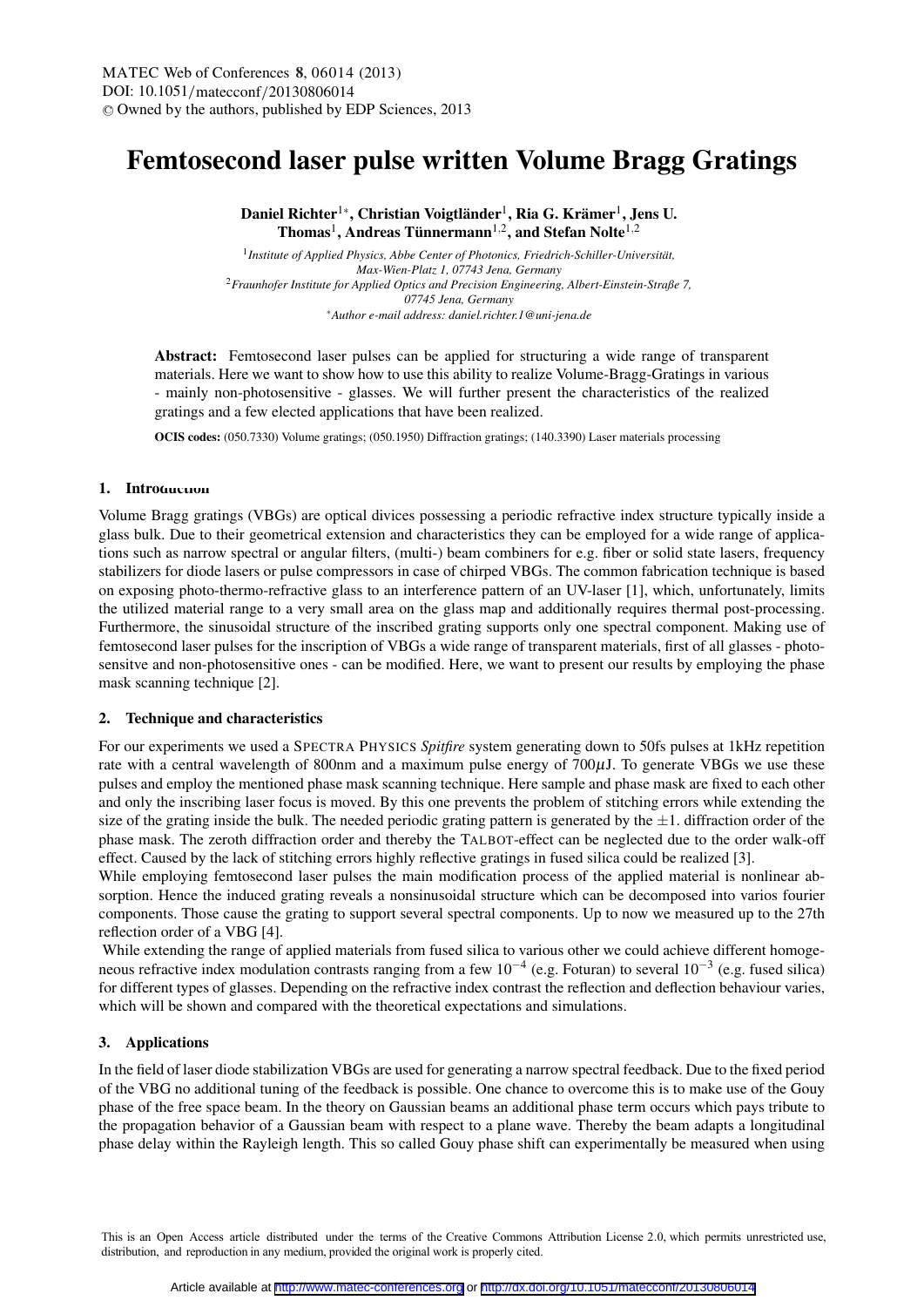# Femtosecond laser pulse written Volume Bragg Gratings

**Daniel Richter[1*], Christian Voigtländer[1], Ria G. Krämer[1], Jens U. Thomas[1], Andreas Tünnermann[1,2], and Stefan Nolte[1,2]**

[1] *Institute of Applied Physics, Abbe Center of Photonics, Friedrich-Schiller-Universität, Max-Wien-Platz 1, 07743 Jena, Germany*
[2] *Fraunhofer Institute for Applied Optics and Precision Engineering, Albert-Einstein-Straße 7, 07745 Jena, Germany*
[*] *Author e-mail address: daniel.richter.1@uni-jena.de*

**Abstract:** Femtosecond laser pulses can be applied for structuring a wide range of transparent materials. Here we want to show how to use this ability to realize Volume-Bragg-Gratings in various - mainly non-photosensitive - glasses. We will further present the characteristics of the realized gratings and a few elected applications that have been realized.

**OCIS codes:** (050.7330) Volume gratings; (050.1950) Diffraction gratings; (140.3390) Laser materials processing

## 1. Introduction

Volume Bragg gratings (VBGs) are optical divices possessing a periodic refractive index structure typically inside a glass bulk. Due to their geometrical extension and characteristics they can be employed for a wide range of applications such as narrow spectral or angular filters, (multi-) beam combiners for e.g. fiber or solid state lasers, frequency stabilizers for diode lasers or pulse compressors in case of chirped VBGs. The common fabrication technique is based on exposing photo-thermo-refractive glass to an interference pattern of an UV-laser [1], which, unfortunately, limits the utilized material range to a very small area on the glass map and additionally requires thermal post-processing. Furthermore, the sinusoidal structure of the inscribed grating supports only one spectral component. Making use of femtosecond laser pulses for the inscription of VBGs a wide range of transparent materials, first of all glasses - photosensitve and non-photosensitive ones - can be modified. Here, we want to present our results by employing the phase mask scanning technique [2].

## 2. Technique and characteristics

For our experiments we used a SPECTRA PHYSICS *Spitfire* system generating down to 50fs pulses at 1kHz repetition rate with a central wavelength of 800nm and a maximum pulse energy of 700$\mu$J. To generate VBGs we use these pulses and employ the mentioned phase mask scanning technique. Here sample and phase mask are fixed to each other and only the inscribing laser focus is moved. By this one prevents the problem of stitching errors while extending the size of the grating inside the bulk. The needed periodic grating pattern is generated by the $\pm 1$. diffraction order of the phase mask. The zeroth diffraction order and thereby the TALBOT-effect can be neglected due to the order walk-off effect. Caused by the lack of stitching errors highly reflective gratings in fused silica could be realized [3].
While employing femtosecond laser pulses the main modification process of the applied material is nonlinear absorption. Hence the induced grating reveals a nonsinusoidal structure which can be decomposed into varios fourier components. Those cause the grating to support several spectral components. Up to now we measured up to the 27th reflection order of a VBG [4].
While extending the range of applied materials from fused silica to various other we could achieve different homogeneous refractive index modulation contrasts ranging from a few $10^{-4}$ (e.g. Foturan) to several $10^{-3}$ (e.g. fused silica) for different types of glasses. Depending on the refractive index contrast the reflection and deflection behaviour varies, which will be shown and compared with the theoretical expectations and simulations.

## 3. Applications

In the field of laser diode stabilization VBGs are used for generating a narrow spectral feedback. Due to the fixed period of the VBG no additional tuning of the feedback is possible. One chance to overcome this is to make use of the Gouy phase of the free space beam. In the theory on Gaussian beams an additional phase term occurs which pays tribute to the propagation behavior of a Gaussian beam with respect to a plane wave. Thereby the beam adapts a longitudinal phase delay within the Rayleigh length. This so called Gouy phase shift can experimentally be measured when using

This is an Open Access article distributed under the terms of the Creative Commons Attribution License 2.0, which permits unrestricted use, distribution, and reproduction in any medium, provided the original work is properly cited.

Article available at http://www.matec-conferences.org or http://dx.doi.org/10.1051/matecconf/20130806014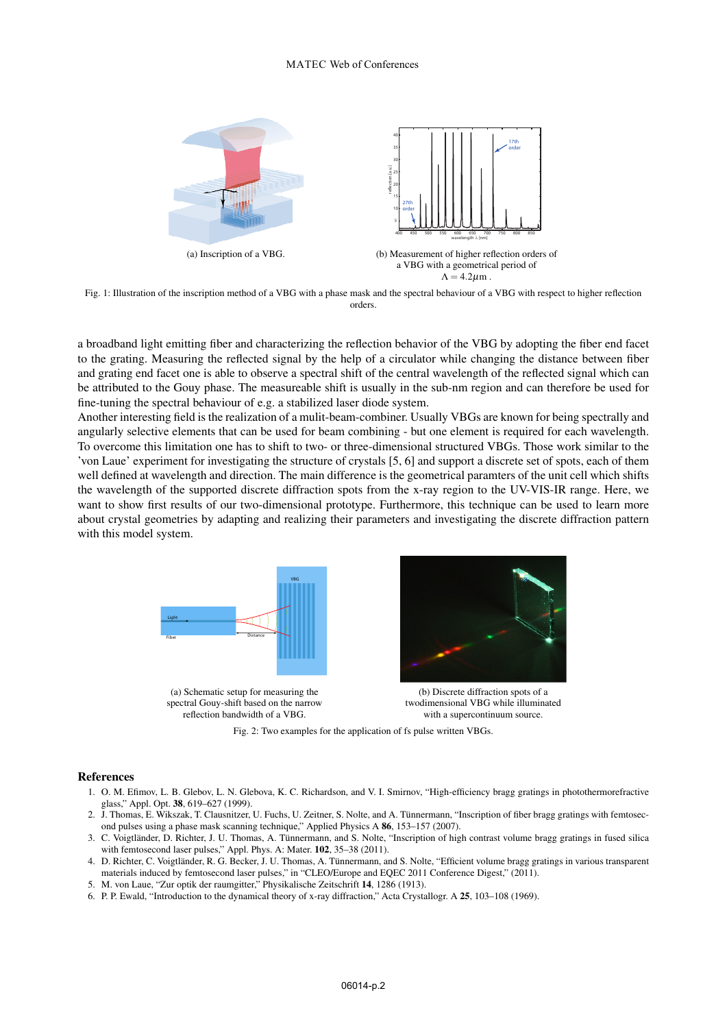(a) Inscription of a VBG.

40
35
30
25
20
15
10
5
reflection [a.u.]
400 450 500 550 600 650 700 750 800 850
wavelength λ [nm]
17th order
27th order

(b) Measurement of higher reflection orders of a VBG with a geometrical period of $\Lambda = 4.2\mu m$ .

Fig. 1: Illustration of the inscription method of a VBG with a phase mask and the spectral behaviour of a VBG with respect to higher reflection orders.

a broadband light emitting fiber and characterizing the reflection behavior of the VBG by adopting the fiber end facet to the grating. Measuring the reflected signal by the help of a circulator while changing the distance between fiber and grating end facet one is able to observe a spectral shift of the central wavelength of the reflected signal which can be attributed to the Gouy phase. The measureable shift is usually in the sub-nm region and can therefore be used for fine-tuning the spectral behaviour of e.g. a stabilized laser diode system.

Another interesting field is the realization of a mulit-beam-combiner. Usually VBGs are known for being spectrally and angularly selective elements that can be used for beam combining - but one element is required for each wavelength. To overcome this limitation one has to shift to two- or three-dimensional structured VBGs. Those work similar to the 'von Laue' experiment for investigating the structure of crystals [5, 6] and support a discrete set of spots, each of them well defined at wavelength and direction. The main difference is the geometrical paramters of the unit cell which shifts the wavelength of the supported discrete diffraction spots from the x-ray region to the UV-VIS-IR range. Here, we want to show first results of our two-dimensional prototype. Furthermore, this technique can be used to learn more about crystal geometries by adapting and realizing their parameters and investigating the discrete diffraction pattern with this model system.

VBG
Light
Fiber
Distance

(a) Schematic setup for measuring the spectral Gouy-shift based on the narrow reflection bandwidth of a VBG.

(b) Discrete diffraction spots of a twodimensional VBG while illuminated with a supercontinuum source.

Fig. 2: Two examples for the application of fs pulse written VBGs.

## References

1. O. M. Efimov, L. B. Glebov, L. N. Glebova, K. C. Richardson, and V. I. Smirnov, "High-efficiency bragg gratings in photothermorefractive glass," Appl. Opt. **38**, 619–627 (1999).
2. J. Thomas, E. Wikszak, T. Clausnitzer, U. Fuchs, U. Zeitner, S. Nolte, and A. Tünnermann, "Inscription of fiber bragg gratings with femtosecond pulses using a phase mask scanning technique," Applied Physics A **86**, 153–157 (2007).
3. C. Voigtländer, D. Richter, J. U. Thomas, A. Tünnermann, and S. Nolte, "Inscription of high contrast volume bragg gratings in fused silica with femtosecond laser pulses," Appl. Phys. A: Mater. **102**, 35–38 (2011).
4. D. Richter, C. Voigtländer, R. G. Becker, J. U. Thomas, A. Tünnermann, and S. Nolte, "Efficient volume bragg gratings in various transparent materials induced by femtosecond laser pulses," in "CLEO/Europe and EQEC 2011 Conference Digest," (2011).
5. M. von Laue, "Zur optik der raumgitter," Physikalische Zeitschrift **14**, 1286 (1913).
6. P. P. Ewald, "Introduction to the dynamical theory of x-ray diffraction," Acta Crystallogr. A **25**, 103–108 (1969).